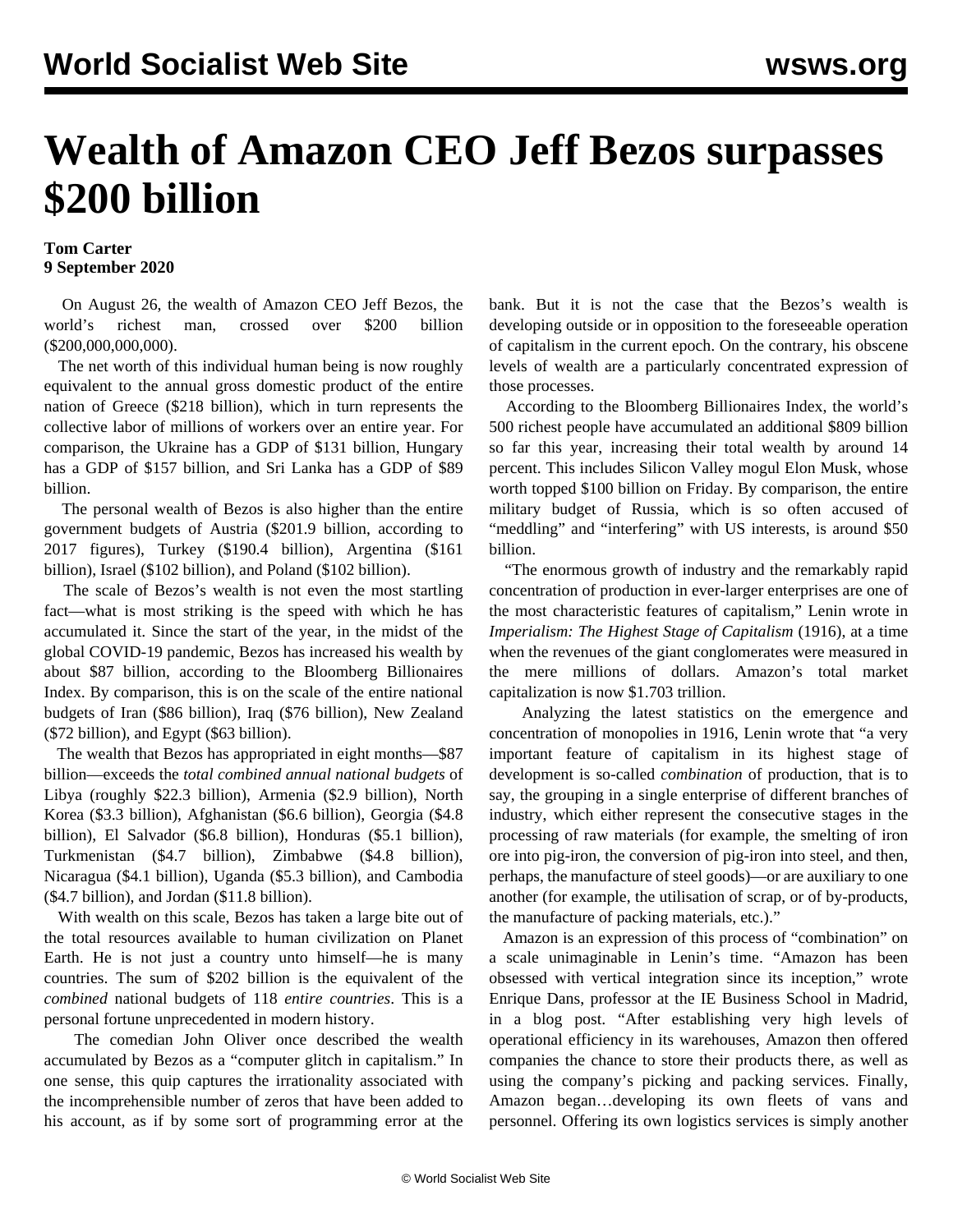# Wealth of Amazon CEO Jeff Bezos surpasses $200 billion

**Tom Carter**
**9 September 2020**

On August 26, the wealth of Amazon CEO Jeff Bezos, the world's richest man, crossed over $200 billion ($200,000,000,000).

The net worth of this individual human being is now roughly equivalent to the annual gross domestic product of the entire nation of Greece ($218 billion), which in turn represents the collective labor of millions of workers over an entire year. For comparison, the Ukraine has a GDP of $131 billion, Hungary has a GDP of $157 billion, and Sri Lanka has a GDP of $89 billion.

The personal wealth of Bezos is also higher than the entire government budgets of Austria ($201.9 billion, according to 2017 figures), Turkey ($190.4 billion), Argentina ($161 billion), Israel ($102 billion), and Poland ($102 billion).

The scale of Bezos's wealth is not even the most startling fact—what is most striking is the speed with which he has accumulated it. Since the start of the year, in the midst of the global COVID-19 pandemic, Bezos has increased his wealth by about $87 billion, according to the Bloomberg Billionaires Index. By comparison, this is on the scale of the entire national budgets of Iran ($86 billion), Iraq ($76 billion), New Zealand ($72 billion), and Egypt ($63 billion).

The wealth that Bezos has appropriated in eight months—$87 billion—exceeds the *total combined annual national budgets* of Libya (roughly $22.3 billion), Armenia ($2.9 billion), North Korea ($3.3 billion), Afghanistan ($6.6 billion), Georgia ($4.8 billion), El Salvador ($6.8 billion), Honduras ($5.1 billion), Turkmenistan ($4.7 billion), Zimbabwe ($4.8 billion), Nicaragua ($4.1 billion), Uganda ($5.3 billion), and Cambodia ($4.7 billion), and Jordan ($11.8 billion).

With wealth on this scale, Bezos has taken a large bite out of the total resources available to human civilization on Planet Earth. He is not just a country unto himself—he is many countries. The sum of $202 billion is the equivalent of the *combined* national budgets of 118 *entire countries*. This is a personal fortune unprecedented in modern history.

The comedian John Oliver once described the wealth accumulated by Bezos as a "computer glitch in capitalism." In one sense, this quip captures the irrationality associated with the incomprehensible number of zeros that have been added to his account, as if by some sort of programming error at the bank. But it is not the case that the Bezos's wealth is developing outside or in opposition to the foreseeable operation of capitalism in the current epoch. On the contrary, his obscene levels of wealth are a particularly concentrated expression of those processes.

According to the Bloomberg Billionaires Index, the world's 500 richest people have accumulated an additional $809 billion so far this year, increasing their total wealth by around 14 percent. This includes Silicon Valley mogul Elon Musk, whose worth topped $100 billion on Friday. By comparison, the entire military budget of Russia, which is so often accused of "meddling" and "interfering" with US interests, is around $50 billion.

"The enormous growth of industry and the remarkably rapid concentration of production in ever-larger enterprises are one of the most characteristic features of capitalism," Lenin wrote in *Imperialism: The Highest Stage of Capitalism* (1916), at a time when the revenues of the giant conglomerates were measured in the mere millions of dollars. Amazon's total market capitalization is now $1.703 trillion.

Analyzing the latest statistics on the emergence and concentration of monopolies in 1916, Lenin wrote that "a very important feature of capitalism in its highest stage of development is so-called *combination* of production, that is to say, the grouping in a single enterprise of different branches of industry, which either represent the consecutive stages in the processing of raw materials (for example, the smelting of iron ore into pig-iron, the conversion of pig-iron into steel, and then, perhaps, the manufacture of steel goods)—or are auxiliary to one another (for example, the utilisation of scrap, or of by-products, the manufacture of packing materials, etc.)."

Amazon is an expression of this process of "combination" on a scale unimaginable in Lenin's time. "Amazon has been obsessed with vertical integration since its inception," wrote Enrique Dans, professor at the IE Business School in Madrid, in a blog post. "After establishing very high levels of operational efficiency in its warehouses, Amazon then offered companies the chance to store their products there, as well as using the company's picking and packing services. Finally, Amazon began…developing its own fleets of vans and personnel. Offering its own logistics services is simply another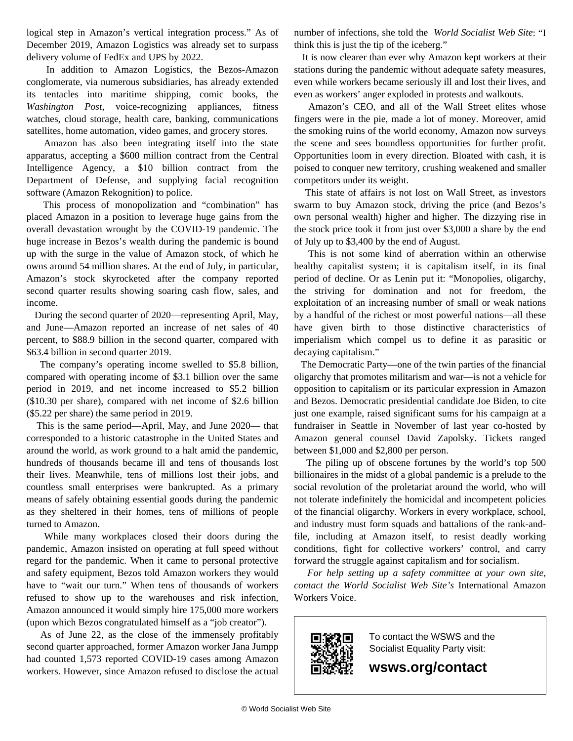logical step in Amazon's vertical integration process." As of December 2019, Amazon Logistics was already set to surpass delivery volume of FedEx and UPS by 2022.

In addition to Amazon Logistics, the Bezos-Amazon conglomerate, via numerous subsidiaries, has already extended its tentacles into maritime shipping, comic books, the *Washington Post*, voice-recognizing appliances, fitness watches, cloud storage, health care, banking, communications satellites, home automation, video games, and grocery stores.

Amazon has also been integrating itself into the state apparatus, accepting a $600 million contract from the Central Intelligence Agency, a $10 billion contract from the Department of Defense, and supplying facial recognition software (Amazon Rekognition) to police.

This process of monopolization and "combination" has placed Amazon in a position to leverage huge gains from the overall devastation wrought by the COVID-19 pandemic. The huge increase in Bezos's wealth during the pandemic is bound up with the surge in the value of Amazon stock, of which he owns around 54 million shares. At the end of July, in particular, Amazon's stock skyrocketed after the company reported second quarter results showing soaring cash flow, sales, and income.

During the second quarter of 2020—representing April, May, and June—Amazon reported an increase of net sales of 40 percent, to $88.9 billion in the second quarter, compared with $63.4 billion in second quarter 2019.

The company's operating income swelled to $5.8 billion, compared with operating income of $3.1 billion over the same period in 2019, and net income increased to $5.2 billion ($10.30 per share), compared with net income of $2.6 billion ($5.22 per share) the same period in 2019.

This is the same period—April, May, and June 2020— that corresponded to a historic catastrophe in the United States and around the world, as work ground to a halt amid the pandemic, hundreds of thousands became ill and tens of thousands lost their lives. Meanwhile, tens of millions lost their jobs, and countless small enterprises were bankrupted. As a primary means of safely obtaining essential goods during the pandemic as they sheltered in their homes, tens of millions of people turned to Amazon.

While many workplaces closed their doors during the pandemic, Amazon insisted on operating at full speed without regard for the pandemic. When it came to personal protective and safety equipment, Bezos told Amazon workers they would have to "wait our turn." When tens of thousands of workers refused to show up to the warehouses and risk infection, Amazon announced it would simply hire 175,000 more workers (upon which Bezos congratulated himself as a "job creator").

As of June 22, as the close of the immensely profitably second quarter approached, former Amazon worker Jana Jumpp had counted 1,573 reported COVID-19 cases among Amazon workers. However, since Amazon refused to disclose the actual number of infections, she told the *World Socialist Web Site*: "I think this is just the tip of the iceberg."

It is now clearer than ever why Amazon kept workers at their stations during the pandemic without adequate safety measures, even while workers became seriously ill and lost their lives, and even as workers' anger exploded in protests and walkouts.

Amazon's CEO, and all of the Wall Street elites whose fingers were in the pie, made a lot of money. Moreover, amid the smoking ruins of the world economy, Amazon now surveys the scene and sees boundless opportunities for further profit. Opportunities loom in every direction. Bloated with cash, it is poised to conquer new territory, crushing weakened and smaller competitors under its weight.

This state of affairs is not lost on Wall Street, as investors swarm to buy Amazon stock, driving the price (and Bezos's own personal wealth) higher and higher. The dizzying rise in the stock price took it from just over $3,000 a share by the end of July up to $3,400 by the end of August.

This is not some kind of aberration within an otherwise healthy capitalist system; it is capitalism itself, in its final period of decline. Or as Lenin put it: "Monopolies, oligarchy, the striving for domination and not for freedom, the exploitation of an increasing number of small or weak nations by a handful of the richest or most powerful nations—all these have given birth to those distinctive characteristics of imperialism which compel us to define it as parasitic or decaying capitalism."

The Democratic Party—one of the twin parties of the financial oligarchy that promotes militarism and war—is not a vehicle for opposition to capitalism or its particular expression in Amazon and Bezos. Democratic presidential candidate Joe Biden, to cite just one example, raised significant sums for his campaign at a fundraiser in Seattle in November of last year co-hosted by Amazon general counsel David Zapolsky. Tickets ranged between $1,000 and $2,800 per person.

The piling up of obscene fortunes by the world's top 500 billionaires in the midst of a global pandemic is a prelude to the social revolution of the proletariat around the world, who will not tolerate indefinitely the homicidal and incompetent policies of the financial oligarchy. Workers in every workplace, school, and industry must form squads and battalions of the rank-and-file, including at Amazon itself, to resist deadly working conditions, fight for collective workers' control, and carry forward the struggle against capitalism and for socialism.

*For help setting up a safety committee at your own site, contact the World Socialist Web Site's* International Amazon Workers Voice.

To contact the WSWS and the Socialist Equality Party visit:

**wsws.org/contact**